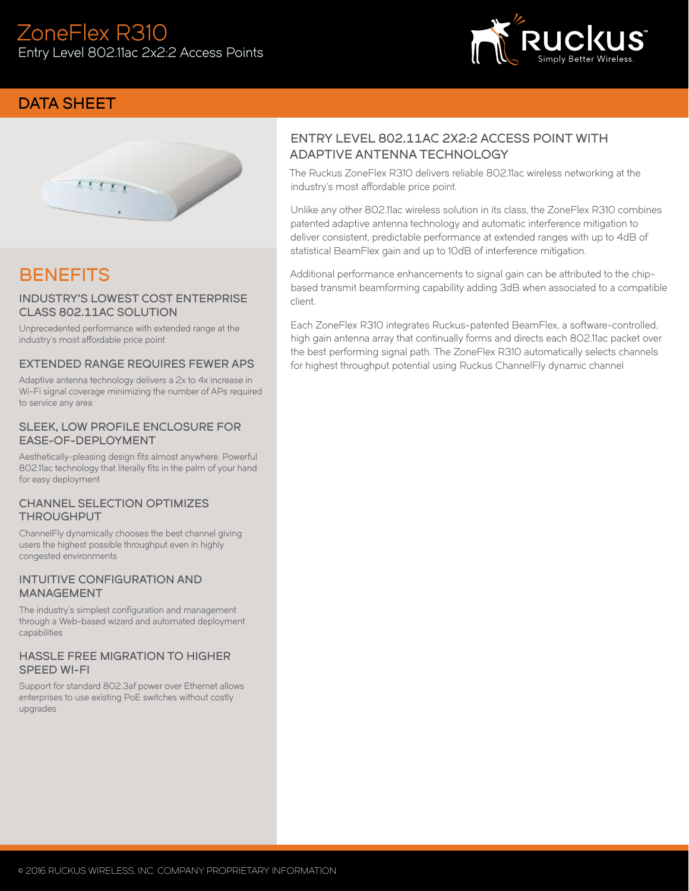# ZoneFlex R310

Entry Level 802.11ac 2x2:2 Access Points

Ruckus Simply Better Wireless.

## DATA SHEET

## ENTRY LEVEL 802.11AC 2X2:2 ACCESS POINT WITH ADAPTIVE ANTENNA TECHNOLOGY

The Ruckus ZoneFlex R310 delivers reliable 802.11ac wireless networking at the industry's most affordable price point.

Unlike any other 802.11ac wireless solution in its class, the ZoneFlex R310 combines patented adaptive antenna technology and automatic interference mitigation to deliver consistent, predictable performance at extended ranges with up to 4dB of statistical BeamFlex gain and up to 10dB of interference mitigation.

Additional performance enhancements to signal gain can be attributed to the chip-based transmit beamforming capability adding 3dB when associated to a compatible client.

Each ZoneFlex R310 integrates Ruckus-patented BeamFlex, a software-controlled, high gain antenna array that continually forms and directs each 802.11ac packet over the best performing signal path. The ZoneFlex R310 automatically selects channels for highest throughput potential using Ruckus ChannelFly dynamic channel

## BENEFITS

### INDUSTRY'S LOWEST COST ENTERPRISE CLASS 802.11AC SOLUTION

Unprecedented performance with extended range at the industry's most affordable price point

### EXTENDED RANGE REQUIRES FEWER APS

Adaptive antenna technology delivers a 2x to 4x increase in Wi-Fi signal coverage minimizing the number of APs required to service any area

### SLEEK, LOW PROFILE ENCLOSURE FOR EASE-OF-DEPLOYMENT

Aesthetically-pleasing design fits almost anywhere. Powerful 802.11ac technology that literally fits in the palm of your hand for easy deployment

### CHANNEL SELECTION OPTIMIZES THROUGHPUT

ChannelFly dynamically chooses the best channel giving users the highest possible throughput even in highly congested environments

### INTUITIVE CONFIGURATION AND MANAGEMENT

The industry's simplest configuration and management through a Web-based wizard and automated deployment capabilities

### HASSLE FREE MIGRATION TO HIGHER SPEED WI-FI

Support for standard 802.3af power over Ethernet allows enterprises to use existing PoE switches without costly upgrades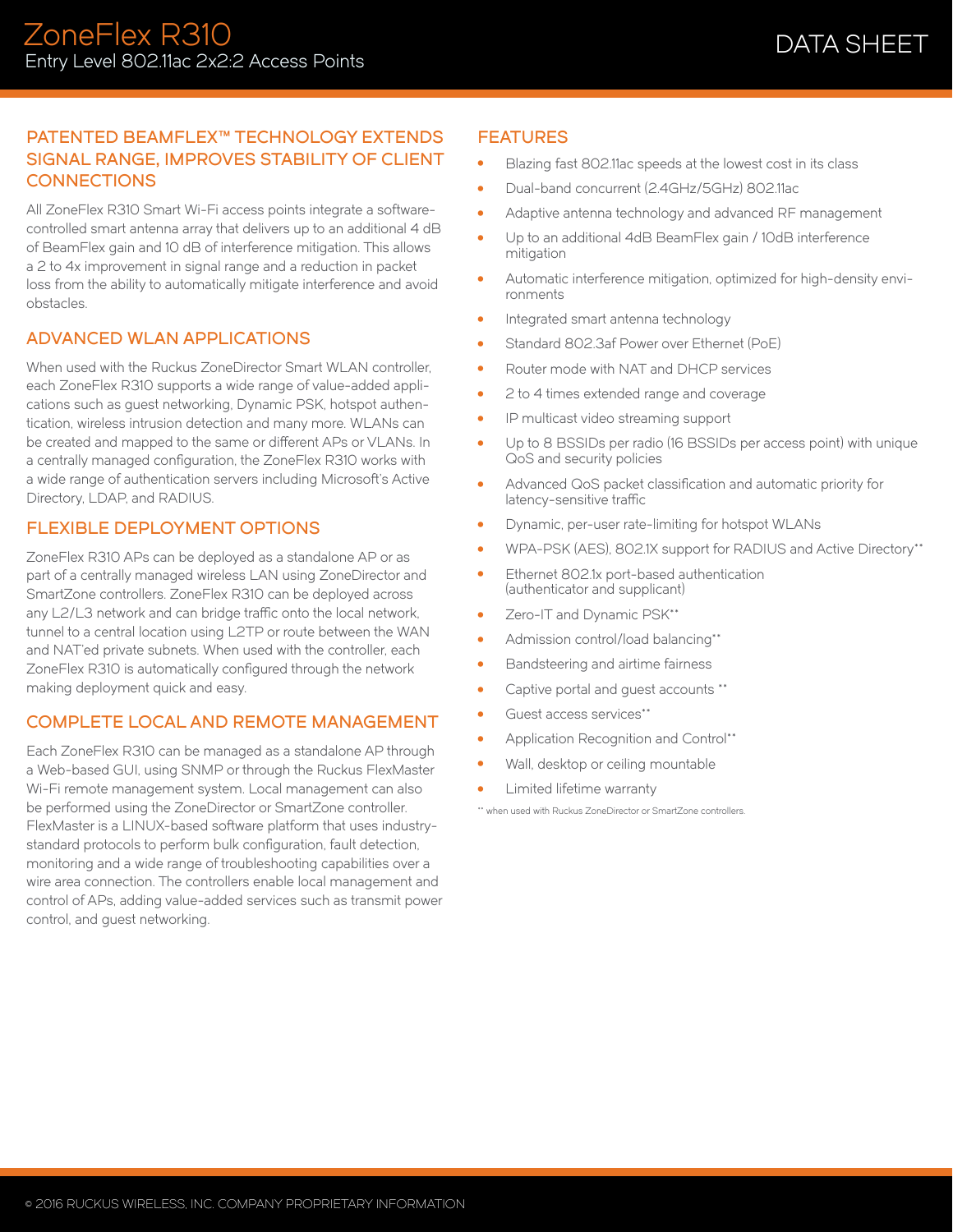## PATENTED BEAMFLEX™ TECHNOLOGY EXTENDS SIGNAL RANGE, IMPROVES STABILITY OF CLIENT CONNECTIONS

All ZoneFlex R310 Smart Wi-Fi access points integrate a software-controlled smart antenna array that delivers up to an additional 4 dB of BeamFlex gain and 10 dB of interference mitigation. This allows a 2 to 4x improvement in signal range and a reduction in packet loss from the ability to automatically mitigate interference and avoid obstacles.

## ADVANCED WLAN APPLICATIONS

When used with the Ruckus ZoneDirector Smart WLAN controller, each ZoneFlex R310 supports a wide range of value-added applications such as guest networking, Dynamic PSK, hotspot authentication, wireless intrusion detection and many more. WLANs can be created and mapped to the same or different APs or VLANs. In a centrally managed configuration, the ZoneFlex R310 works with a wide range of authentication servers including Microsoft's Active Directory, LDAP, and RADIUS.

## FLEXIBLE DEPLOYMENT OPTIONS

ZoneFlex R310 APs can be deployed as a standalone AP or as part of a centrally managed wireless LAN using ZoneDirector and SmartZone controllers. ZoneFlex R310 can be deployed across any L2/L3 network and can bridge traffic onto the local network, tunnel to a central location using L2TP or route between the WAN and NAT'ed private subnets. When used with the controller, each ZoneFlex R310 is automatically configured through the network making deployment quick and easy.

## COMPLETE LOCAL AND REMOTE MANAGEMENT

Each ZoneFlex R310 can be managed as a standalone AP through a Web-based GUI, using SNMP or through the Ruckus FlexMaster Wi-Fi remote management system. Local management can also be performed using the ZoneDirector or SmartZone controller. FlexMaster is a LINUX-based software platform that uses industry-standard protocols to perform bulk configuration, fault detection, monitoring and a wide range of troubleshooting capabilities over a wire area connection. The controllers enable local management and control of APs, adding value-added services such as transmit power control, and guest networking.

## FEATURES

- Blazing fast 802.11ac speeds at the lowest cost in its class
- Dual-band concurrent (2.4GHz/5GHz) 802.11ac
- Adaptive antenna technology and advanced RF management
- Up to an additional 4dB BeamFlex gain / 10dB interference mitigation
- Automatic interference mitigation, optimized for high-density environments
- Integrated smart antenna technology
- Standard 802.3af Power over Ethernet (PoE)
- Router mode with NAT and DHCP services
- 2 to 4 times extended range and coverage
- IP multicast video streaming support
- Up to 8 BSSIDs per radio (16 BSSIDs per access point) with unique QoS and security policies
- Advanced QoS packet classification and automatic priority for latency-sensitive traffic
- Dynamic, per-user rate-limiting for hotspot WLANs
- WPA-PSK (AES), 802.1X support for RADIUS and Active Directory**
- Ethernet 802.1x port-based authentication (authenticator and supplicant)
- Zero-IT and Dynamic PSK**
- Admission control/load balancing**
- Bandsteering and airtime fairness
- Captive portal and guest accounts **
- Guest access services**
- Application Recognition and Control**
- Wall, desktop or ceiling mountable
- Limited lifetime warranty

** when used with Ruckus ZoneDirector or SmartZone controllers.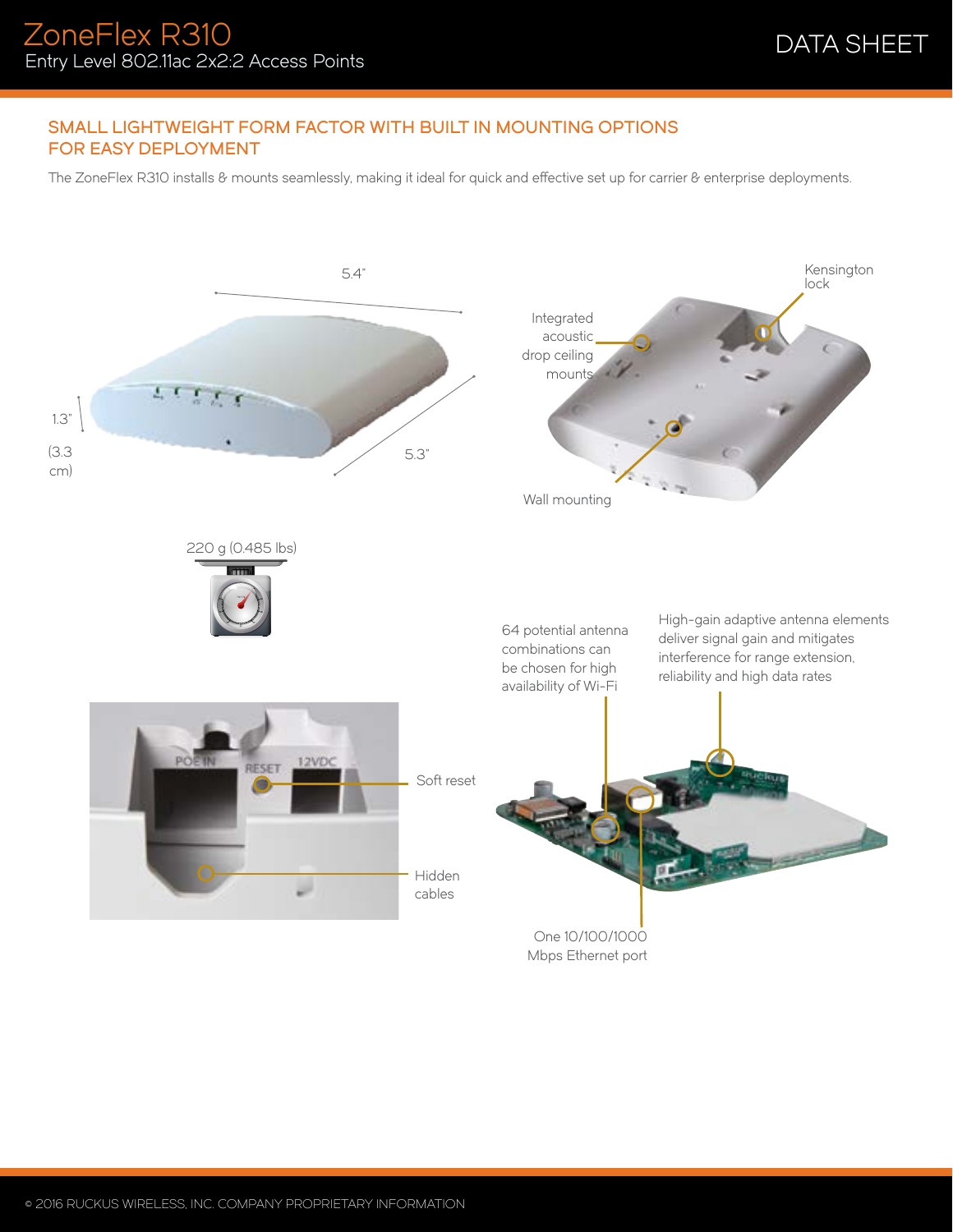# ZoneFlex R310

Entry Level 802.11ac 2x2:2 Access Points

DATA SHEET

## SMALL LIGHTWEIGHT FORM FACTOR WITH BUILT IN MOUNTING OPTIONS FOR EASY DEPLOYMENT

The ZoneFlex R310 installs & mounts seamlessly, making it ideal for quick and effective set up for carrier & enterprise deployments.

5.4"

5.3"

1.3" (3.3 cm)

Kensington lock

Integrated acoustic drop ceiling mounts

Wall mounting

220 g (0.485 lbs)

64 potential antenna combinations can be chosen for high availability of Wi-Fi

High-gain adaptive antenna elements deliver signal gain and mitigates interference for range extension, reliability and high data rates

Soft reset

Hidden cables

One 10/100/1000 Mbps Ethernet port

© 2016 RUCKUS WIRELESS, INC. COMPANY PROPRIETARY INFORMATION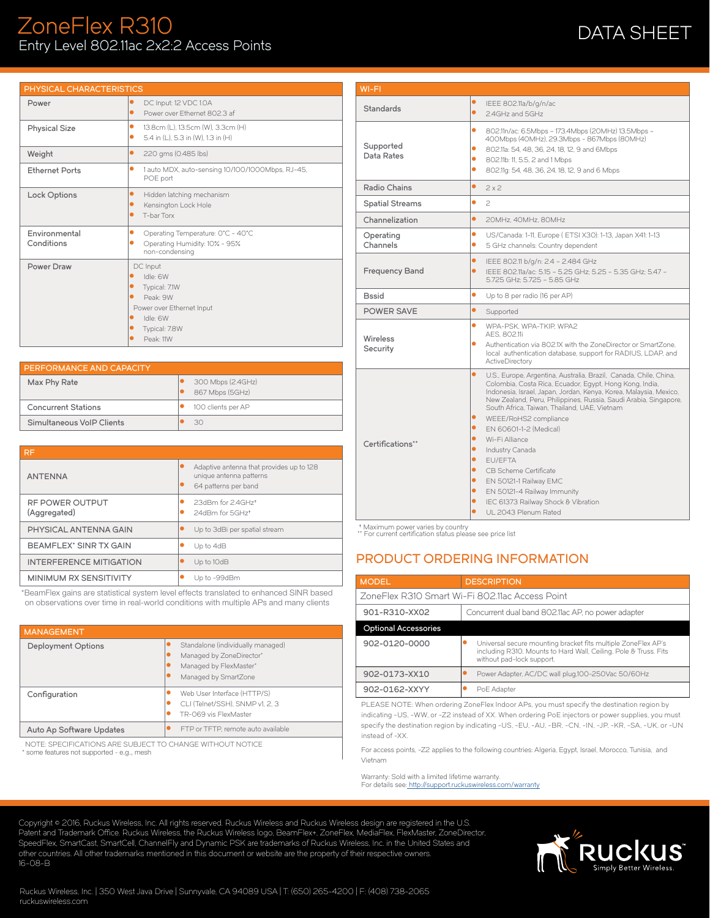# ZoneFlex R310

Entry Level 802.11ac 2x2:2 Access Points

DATA SHEET

| PHYSICAL CHARACTERISTICS | |
|---|---|
| Power | • DC Input: 12 VDC 1.0A<br>• Power over Ethernet 802.3 af |
| Physical Size | • 13.8cm (L), 13.5cm (W), 3.3cm (H)<br>• 5.4 in (L), 5.3 in (W), 1.3 in (H) |
| Weight | • 220 gms (0.485 lbs) |
| Ethernet Ports | • 1 auto MDX, auto-sensing 10/100/1000Mbps, RJ-45, POE port |
| Lock Options | • Hidden latching mechanism<br>• Kensington Lock Hole<br>• T-bar Torx |
| Environmental Conditions | • Operating Temperature: 0°C - 40°C<br>• Operating Humidity: 10% - 95% non-condensing |
| Power Draw | DC Input<br>• Idle: 6W<br>• Typical: 7.1W<br>• Peak: 9W<br>Power over Ethernet Input<br>• Idle: 6W<br>• Typical: 7.8W<br>• Peak: 11W |

| PERFORMANCE AND CAPACITY | |
|---|---|
| Max Phy Rate | • 300 Mbps (2.4GHz)<br>• 867 Mbps (5GHz) |
| Concurrent Stations | • 100 clients per AP |
| Simultaneous VoIP Clients | • 30 |

| RF | |
|---|---|
| ANTENNA | • Adaptive antenna that provides up to 128 unique antenna patterns<br>• 64 patterns per band |
| RF POWER OUTPUT (Aggregated) | • 23dBm for 2.4GHz†<br>• 24dBm for 5GHz† |
| PHYSICAL ANTENNA GAIN | • Up to 3dBi per spatial stream |
| BEAMFLEX* SINR TX GAIN | • Up to 4dB |
| INTERFERENCE MITIGATION | • Up to 10dB |
| MINIMUM RX SENSITIVITY | • Up to -99dBm |

*BeamFlex gains are statistical system level effects translated to enhanced SINR based on observations over time in real-world conditions with multiple APs and many clients

| MANAGEMENT | |
|---|---|
| Deployment Options | • Standalone (individually managed)<br>• Managed by ZoneDirector*<br>• Managed by FlexMaster*<br>• Managed by SmartZone |
| Configuration | • Web User Interface (HTTP/S)<br>• CLI (Telnet/SSH), SNMP v1, 2, 3<br>• TR-069 via FlexMaster |
| Auto Ap Software Updates | • FTP or TFTP, remote auto available |

NOTE: SPECIFICATIONS ARE SUBJECT TO CHANGE WITHOUT NOTICE
* some features not supported - e.g., mesh

| WI-FI | |
|---|---|
| Standards | • IEEE 802.11a/b/g/n/ac<br>• 2.4GHz and 5GHz |
| Supported Data Rates | • 802.11n/ac: 6.5Mbps – 173.4Mbps (20MHz) 13.5Mbps – 400Mbps (40MHz), 29.3Mbps - 867Mbps (80MHz)<br>• 802.11a: 54, 48, 36, 24, 18, 12, 9 and 6Mbps<br>• 802.11b: 11, 5.5, 2 and 1 Mbps<br>• 802.11g: 54, 48, 36, 24, 18, 12, 9 and 6 Mbps |
| Radio Chains | • 2 x 2 |
| Spatial Streams | • 2 |
| Channelization | • 20MHz, 40MHz, 80MHz |
| Operating Channels | • US/Canada: 1-11, Europe ( ETSI X30): 1-13, Japan X41: 1-13<br>• 5 GHz channels: Country dependent |
| Frequency Band | • IEEE 802.11 b/g/n: 2.4 – 2.484 GHz<br>• IEEE 802.11a/ac: 5.15 – 5.25 GHz; 5.25 – 5.35 GHz; 5.47 – 5.725 GHz; 5.725 – 5.85 GHz |
| Bssid | • Up to 8 per radio (16 per AP) |
| POWER SAVE | • Supported |
| Wireless Security | • WPA-PSK, WPA-TKIP, WPA2 AES, 802.11i<br>• Authentication via 802.1X with the ZoneDirector or SmartZone, local authentication database, support for RADIUS, LDAP, and ActiveDirectory |
| Certifications** | • U.S., Europe, Argentina, Australia, Brazil, Canada, Chile, China, Colombia, Costa Rica, Ecuador, Egypt, Hong Kong, India, Indonesia, Israel, Japan, Jordan, Kenya, Korea, Malaysia, Mexico, New Zealand, Peru, Philippines, Russia, Saudi Arabia, Singapore, South Africa, Taiwan, Thailand, UAE, Vietnam<br>• WEEE/RoHS2 compliance<br>• EN 60601-1-2 (Medical)<br>• Wi-Fi Alliance<br>• Industry Canada<br>• EU/EFTA<br>• CB Scheme Certificate<br>• EN 50121-1 Railway EMC<br>• EN 50121-4 Railway Immunity<br>• IEC 61373 Railway Shock & Vibration<br>• UL 2043 Plenum Rated |

† Maximum power varies by country
** For current certification status please see price list

## PRODUCT ORDERING INFORMATION

| MODEL | DESCRIPTION |
|---|---|
| ZoneFlex R310 Smart Wi-Fi 802.11ac Access Point | |
| 901-R310-XX02 | Concurrent dual band 802.11ac AP, no power adapter |
| **Optional Accessories** | |
| 902-0120-0000 | • Universal secure mounting bracket fits multiple ZoneFlex AP's including R310. Mounts to Hard Wall, Ceiling, Pole & Truss. Fits without pad-lock support. |
| 902-0173-XX10 | • Power Adapter, AC/DC wall plug,100-250Vac 50/60Hz |
| 902-0162-XXYY | • PoE Adapter |

PLEASE NOTE: When ordering ZoneFlex Indoor APs, you must specify the destination region by indicating -US, -WW, or -Z2 instead of XX. When ordering PoE injectors or power supplies, you must specify the destination region by indicating -US, -EU, -AU, -BR, -CN, -IN, -JP, -KR, -SA, -UK, or -UN instead of -XX.

For access points, -Z2 applies to the following countries: Algeria, Egypt, Israel, Morocco, Tunisia, and Vietnam

Warranty: Sold with a limited lifetime warranty.
For details see: http://support.ruckuswireless.com/warranty

Copyright © 2016, Ruckus Wireless, Inc. All rights reserved. Ruckus Wireless and Ruckus Wireless design are registered in the U.S. Patent and Trademark Office. Ruckus Wireless, the Ruckus Wireless logo, BeamFlex+, ZoneFlex, MediaFlex, FlexMaster, ZoneDirector, SpeedFlex, SmartCast, SmartCell, ChannelFly and Dynamic PSK are trademarks of Ruckus Wireless, Inc. in the United States and other countries. All other trademarks mentioned in this document or website are the property of their respective owners.
16-08-B

Ruckus Simply Better Wireless.

Ruckus Wireless, Inc. | 350 West Java Drive | Sunnyvale, CA 94089 USA | T: (650) 265-4200 | F: (408) 738-2065
ruckuswireless.com